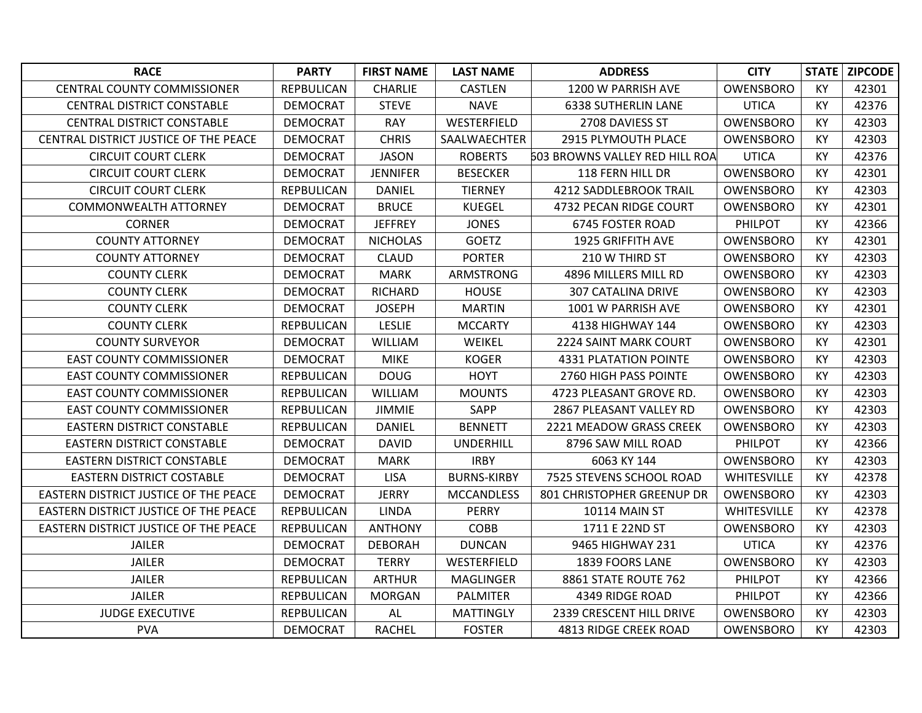| RACE | PARTY | FIRST NAME | LAST NAME | ADDRESS | CITY | STATE | ZIPCODE |
|---|---|---|---|---|---|---|---|
| CENTRAL COUNTY COMMISSIONER | REPBULICAN | CHARLIE | CASTLEN | 1200 W PARRISH AVE | OWENSBORO | KY | 42301 |
| CENTRAL DISTRICT CONSTABLE | DEMOCRAT | STEVE | NAVE | 6338 SUTHERLIN LANE | UTICA | KY | 42376 |
| CENTRAL DISTRICT CONSTABLE | DEMOCRAT | RAY | WESTERFIELD | 2708 DAVIESS ST | OWENSBORO | KY | 42303 |
| CENTRAL DISTRICT JUSTICE OF THE PEACE | DEMOCRAT | CHRIS | SAALWAECHTER | 2915 PLYMOUTH PLACE | OWENSBORO | KY | 42303 |
| CIRCUIT COURT CLERK | DEMOCRAT | JASON | ROBERTS | 603 BROWNS VALLEY RED HILL ROA | UTICA | KY | 42376 |
| CIRCUIT COURT CLERK | DEMOCRAT | JENNIFER | BESECKER | 118 FERN HILL DR | OWENSBORO | KY | 42301 |
| CIRCUIT COURT CLERK | REPBULICAN | DANIEL | TIERNEY | 4212 SADDLEBROOK TRAIL | OWENSBORO | KY | 42303 |
| COMMONWEALTH ATTORNEY | DEMOCRAT | BRUCE | KUEGEL | 4732 PECAN RIDGE COURT | OWENSBORO | KY | 42301 |
| CORNER | DEMOCRAT | JEFFREY | JONES | 6745 FOSTER ROAD | PHILPOT | KY | 42366 |
| COUNTY ATTORNEY | DEMOCRAT | NICHOLAS | GOETZ | 1925 GRIFFITH AVE | OWENSBORO | KY | 42301 |
| COUNTY ATTORNEY | DEMOCRAT | CLAUD | PORTER | 210 W THIRD ST | OWENSBORO | KY | 42303 |
| COUNTY CLERK | DEMOCRAT | MARK | ARMSTRONG | 4896 MILLERS MILL RD | OWENSBORO | KY | 42303 |
| COUNTY CLERK | DEMOCRAT | RICHARD | HOUSE | 307 CATALINA DRIVE | OWENSBORO | KY | 42303 |
| COUNTY CLERK | DEMOCRAT | JOSEPH | MARTIN | 1001 W PARRISH AVE | OWENSBORO | KY | 42301 |
| COUNTY CLERK | REPBULICAN | LESLIE | MCCARTY | 4138 HIGHWAY 144 | OWENSBORO | KY | 42303 |
| COUNTY SURVEYOR | DEMOCRAT | WILLIAM | WEIKEL | 2224 SAINT MARK COURT | OWENSBORO | KY | 42301 |
| EAST COUNTY COMMISSIONER | DEMOCRAT | MIKE | KOGER | 4331 PLATATION POINTE | OWENSBORO | KY | 42303 |
| EAST COUNTY COMMISSIONER | REPBULICAN | DOUG | HOYT | 2760 HIGH PASS POINTE | OWENSBORO | KY | 42303 |
| EAST COUNTY COMMISSIONER | REPBULICAN | WILLIAM | MOUNTS | 4723 PLEASANT GROVE RD. | OWENSBORO | KY | 42303 |
| EAST COUNTY COMMISSIONER | REPBULICAN | JIMMIE | SAPP | 2867 PLEASANT VALLEY RD | OWENSBORO | KY | 42303 |
| EASTERN DISTRICT CONSTABLE | REPBULICAN | DANIEL | BENNETT | 2221 MEADOW GRASS CREEK | OWENSBORO | KY | 42303 |
| EASTERN DISTRICT CONSTABLE | DEMOCRAT | DAVID | UNDERHILL | 8796 SAW MILL ROAD | PHILPOT | KY | 42366 |
| EASTERN DISTRICT CONSTABLE | DEMOCRAT | MARK | IRBY | 6063 KY 144 | OWENSBORO | KY | 42303 |
| EASTERN DISTRICT COSTABLE | DEMOCRAT | LISA | BURNS-KIRBY | 7525 STEVENS SCHOOL ROAD | WHITESVILLE | KY | 42378 |
| EASTERN DISTRICT JUSTICE OF THE PEACE | DEMOCRAT | JERRY | MCCANDLESS | 801 CHRISTOPHER GREENUP DR | OWENSBORO | KY | 42303 |
| EASTERN DISTRICT JUSTICE OF THE PEACE | REPBULICAN | LINDA | PERRY | 10114 MAIN ST | WHITESVILLE | KY | 42378 |
| EASTERN DISTRICT JUSTICE OF THE PEACE | REPBULICAN | ANTHONY | COBB | 1711 E 22ND ST | OWENSBORO | KY | 42303 |
| JAILER | DEMOCRAT | DEBORAH | DUNCAN | 9465 HIGHWAY 231 | UTICA | KY | 42376 |
| JAILER | DEMOCRAT | TERRY | WESTERFIELD | 1839 FOORS LANE | OWENSBORO | KY | 42303 |
| JAILER | REPBULICAN | ARTHUR | MAGLINGER | 8861 STATE ROUTE 762 | PHILPOT | KY | 42366 |
| JAILER | REPBULICAN | MORGAN | PALMITER | 4349 RIDGE ROAD | PHILPOT | KY | 42366 |
| JUDGE EXECUTIVE | REPBULICAN | AL | MATTINGLY | 2339 CRESCENT HILL DRIVE | OWENSBORO | KY | 42303 |
| PVA | DEMOCRAT | RACHEL | FOSTER | 4813 RIDGE CREEK ROAD | OWENSBORO | KY | 42303 |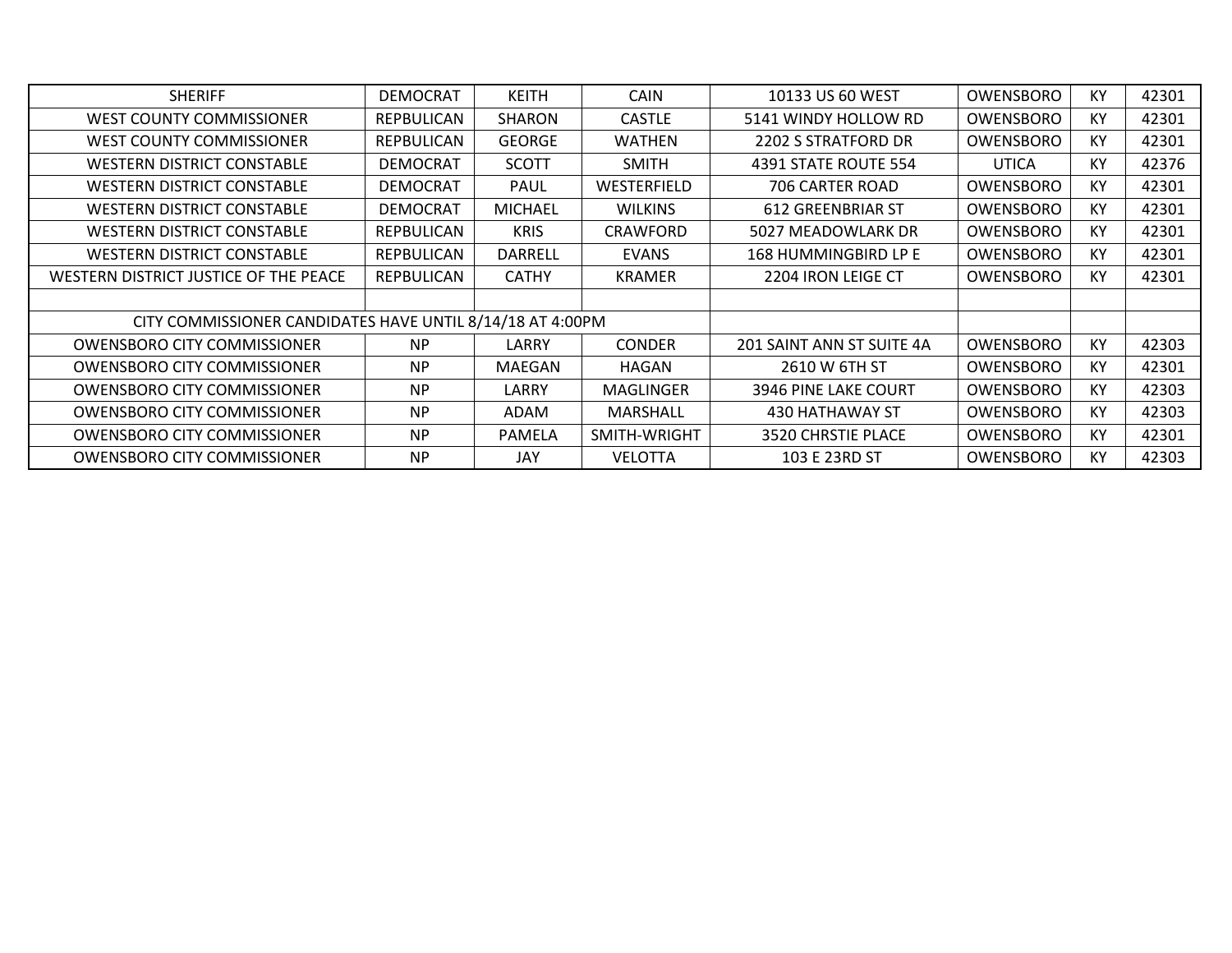| | | | | | | | |
|---|---|---|---|---|---|---|---|
| SHERIFF | DEMOCRAT | KEITH | CAIN | 10133 US 60 WEST | OWENSBORO | KY | 42301 |
| WEST COUNTY COMMISSIONER | REPBULICAN | SHARON | CASTLE | 5141 WINDY HOLLOW RD | OWENSBORO | KY | 42301 |
| WEST COUNTY COMMISSIONER | REPBULICAN | GEORGE | WATHEN | 2202 S STRATFORD DR | OWENSBORO | KY | 42301 |
| WESTERN DISTRICT CONSTABLE | DEMOCRAT | SCOTT | SMITH | 4391 STATE ROUTE 554 | UTICA | KY | 42376 |
| WESTERN DISTRICT CONSTABLE | DEMOCRAT | PAUL | WESTERFIELD | 706 CARTER ROAD | OWENSBORO | KY | 42301 |
| WESTERN DISTRICT CONSTABLE | DEMOCRAT | MICHAEL | WILKINS | 612 GREENBRIAR ST | OWENSBORO | KY | 42301 |
| WESTERN DISTRICT CONSTABLE | REPBULICAN | KRIS | CRAWFORD | 5027 MEADOWLARK DR | OWENSBORO | KY | 42301 |
| WESTERN DISTRICT CONSTABLE | REPBULICAN | DARRELL | EVANS | 168 HUMMINGBIRD LP E | OWENSBORO | KY | 42301 |
| WESTERN DISTRICT JUSTICE OF THE PEACE | REPBULICAN | CATHY | KRAMER | 2204 IRON LEIGE CT | OWENSBORO | KY | 42301 |
| | | | | | | | |
| CITY COMMISSIONER CANDIDATES HAVE UNTIL 8/14/18 AT 4:00PM | | | | | | | |
| OWENSBORO CITY COMMISSIONER | NP | LARRY | CONDER | 201 SAINT ANN ST SUITE 4A | OWENSBORO | KY | 42303 |
| OWENSBORO CITY COMMISSIONER | NP | MAEGAN | HAGAN | 2610 W 6TH ST | OWENSBORO | KY | 42301 |
| OWENSBORO CITY COMMISSIONER | NP | LARRY | MAGLINGER | 3946 PINE LAKE COURT | OWENSBORO | KY | 42303 |
| OWENSBORO CITY COMMISSIONER | NP | ADAM | MARSHALL | 430 HATHAWAY ST | OWENSBORO | KY | 42303 |
| OWENSBORO CITY COMMISSIONER | NP | PAMELA | SMITH-WRIGHT | 3520 CHRSTIE PLACE | OWENSBORO | KY | 42301 |
| OWENSBORO CITY COMMISSIONER | NP | JAY | VELOTTA | 103 E 23RD ST | OWENSBORO | KY | 42303 |